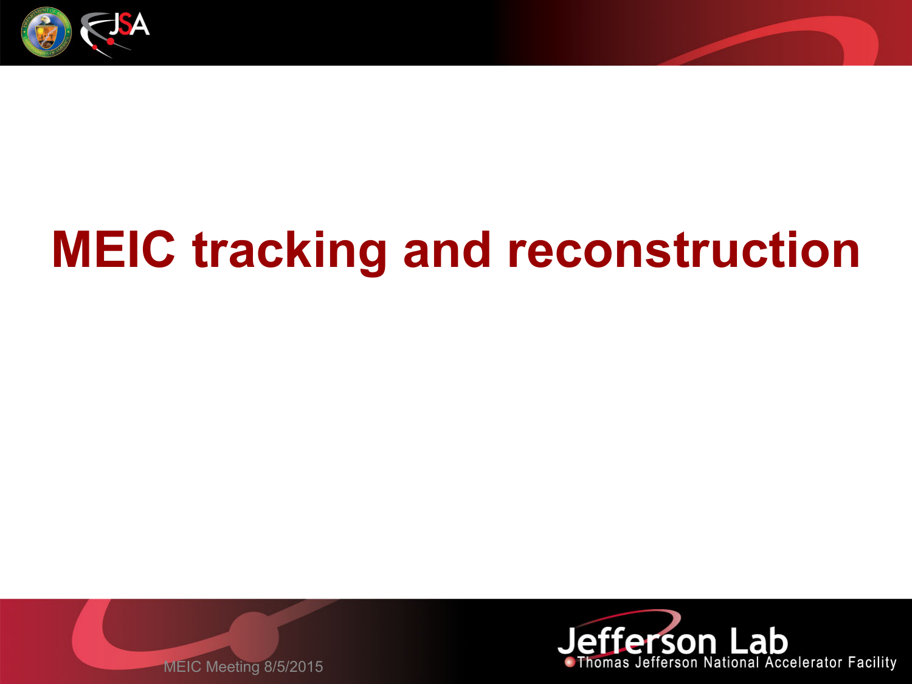# MEIC tracking and reconstruction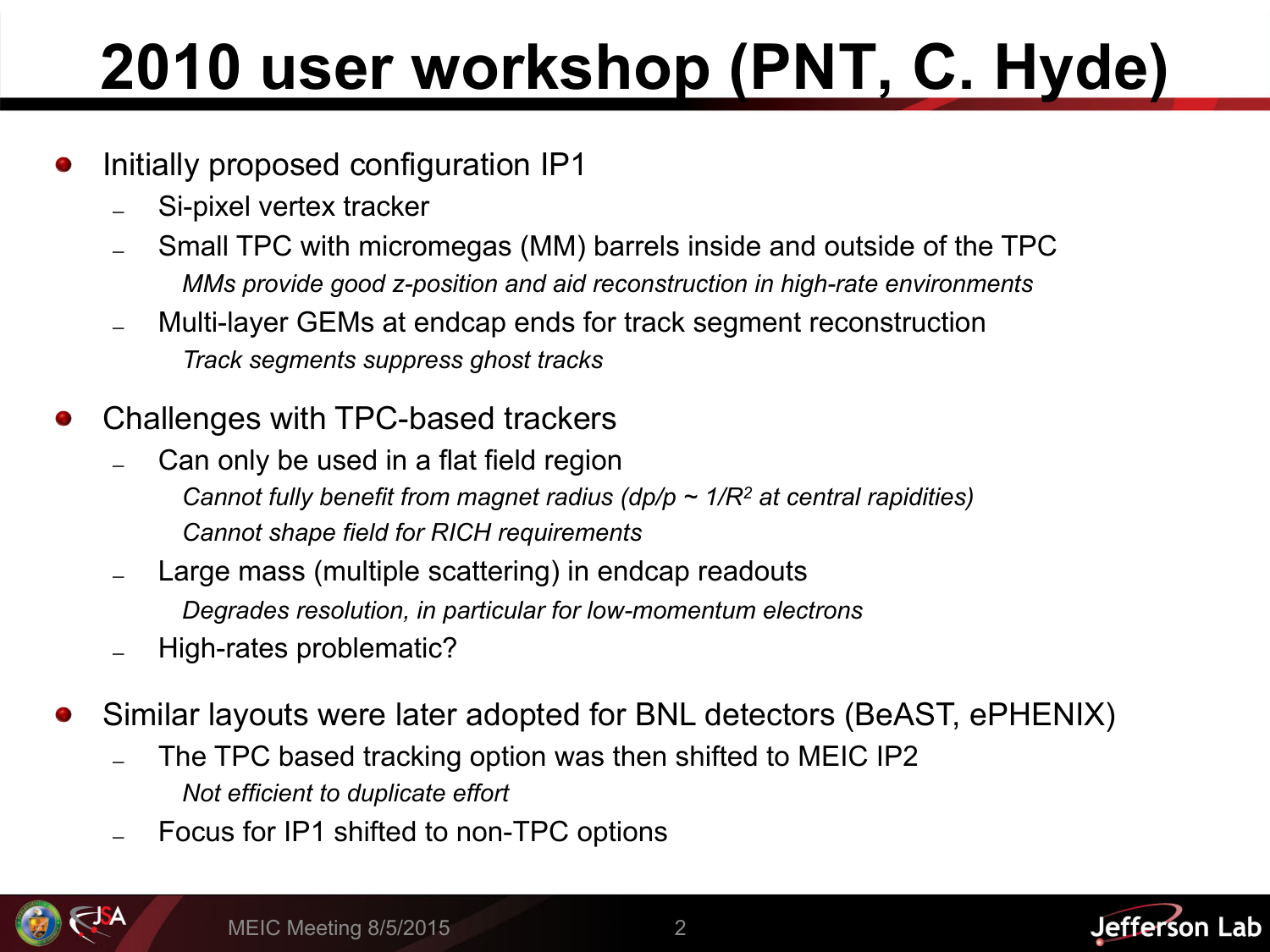# 2010 user workshop (PNT, C. Hyde)

- Initially proposed configuration IP1
  - Si-pixel vertex tracker
  - Small TPC with micromegas (MM) barrels inside and outside of the TPC
    - *MMs provide good z-position and aid reconstruction in high-rate environments*
  - Multi-layer GEMs at endcap ends for track segment reconstruction
    - *Track segments suppress ghost tracks*
- Challenges with TPC-based trackers
  - Can only be used in a flat field region
    - *Cannot fully benefit from magnet radius ($dp/p \sim 1/R^2$ at central rapidities)*
    - *Cannot shape field for RICH requirements*
  - Large mass (multiple scattering) in endcap readouts
    - *Degrades resolution, in particular for low-momentum electrons*
  - High-rates problematic?
- Similar layouts were later adopted for BNL detectors (BeAST, ePHENIX)
  - The TPC based tracking option was then shifted to MEIC IP2
    - *Not efficient to duplicate effort*
  - Focus for IP1 shifted to non-TPC options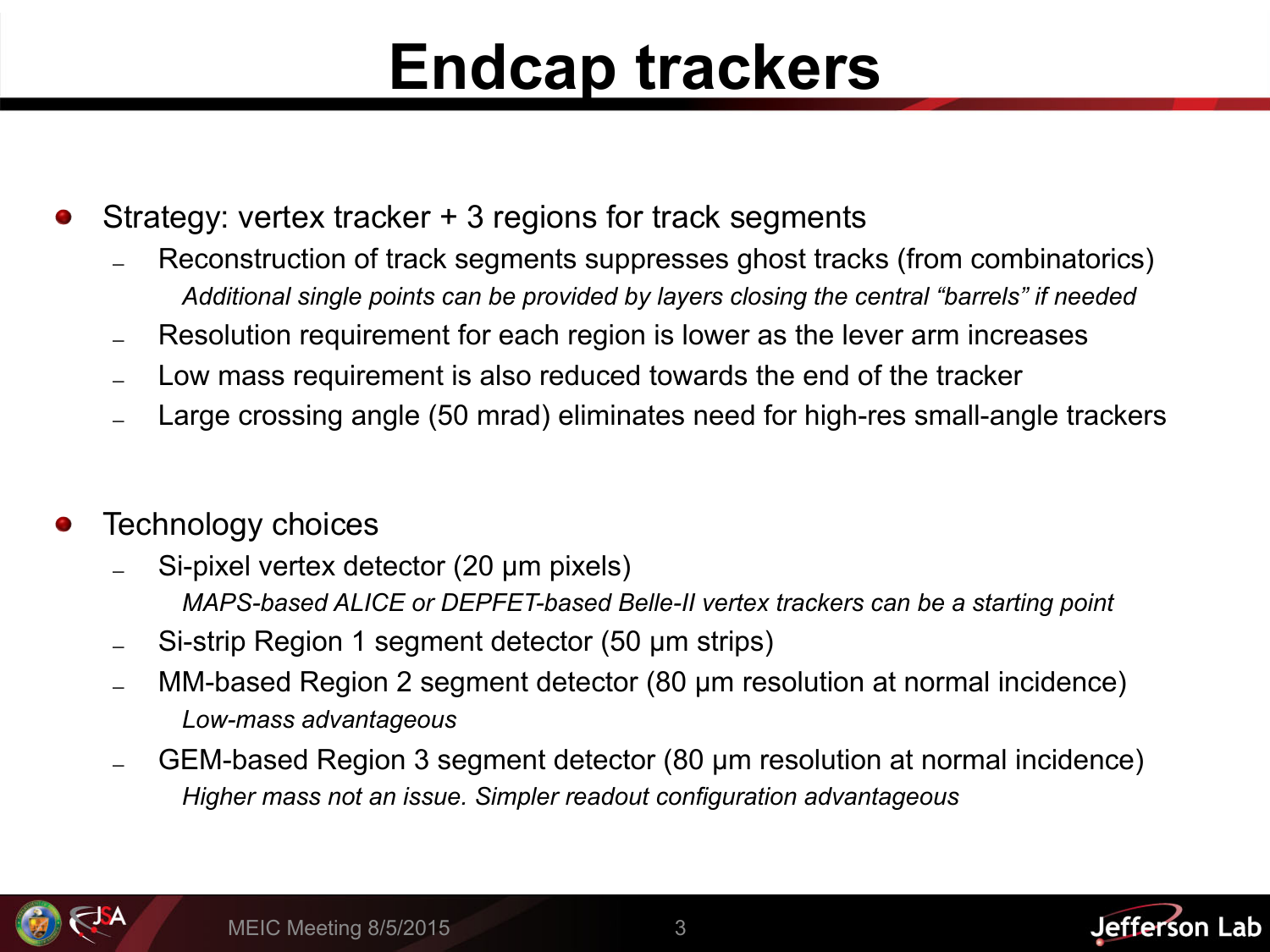# Endcap trackers

- Strategy: vertex tracker + 3 regions for track segments
  - Reconstruction of track segments suppresses ghost tracks (from combinatorics)
    *Additional single points can be provided by layers closing the central "barrels" if needed*
  - Resolution requirement for each region is lower as the lever arm increases
  - Low mass requirement is also reduced towards the end of the tracker
  - Large crossing angle (50 mrad) eliminates need for high-res small-angle trackers

- Technology choices
  - Si-pixel vertex detector (20 μm pixels)
    *MAPS-based ALICE or DEPFET-based Belle-II vertex trackers can be a starting point*
  - Si-strip Region 1 segment detector (50 μm strips)
  - MM-based Region 2 segment detector (80 μm resolution at normal incidence)
    *Low-mass advantageous*
  - GEM-based Region 3 segment detector (80 μm resolution at normal incidence)
    *Higher mass not an issue. Simpler readout configuration advantageous*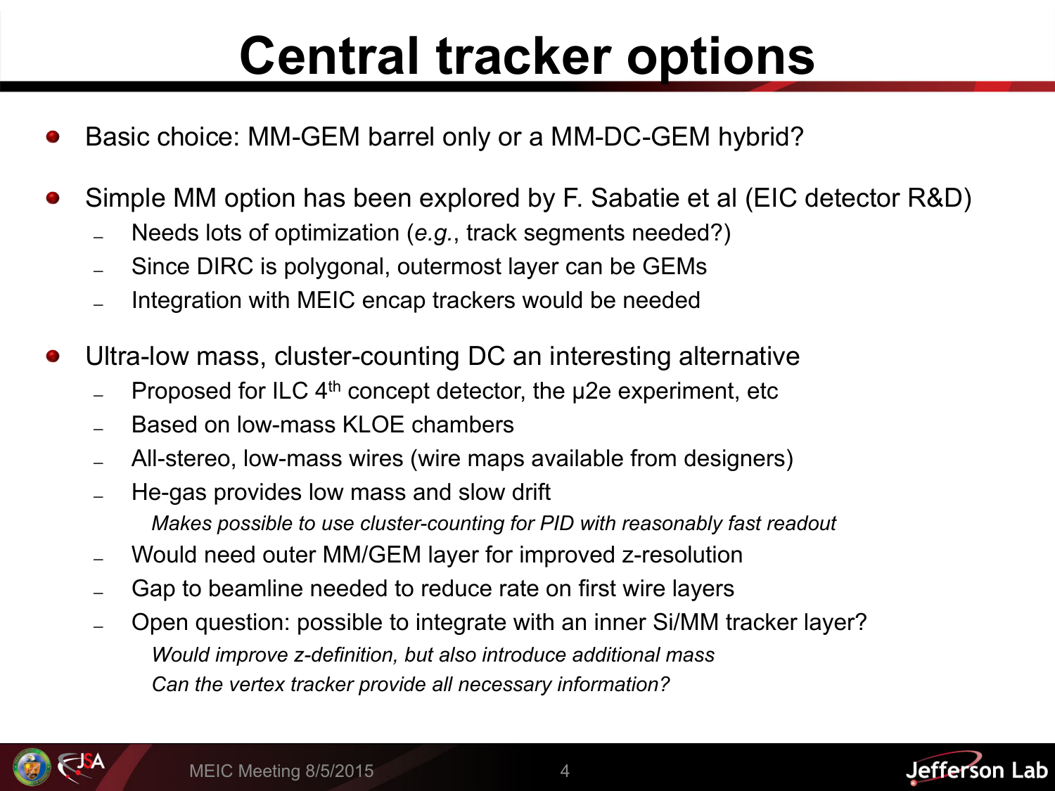# Central tracker options

- Basic choice: MM-GEM barrel only or a MM-DC-GEM hybrid?
- Simple MM option has been explored by F. Sabatie et al (EIC detector R&D)
  - Needs lots of optimization (*e.g.*, track segments needed?)
  - Since DIRC is polygonal, outermost layer can be GEMs
  - Integration with MEIC encap trackers would be needed
- Ultra-low mass, cluster-counting DC an interesting alternative
  - Proposed for ILC 4$^{th}$ concept detector, the μ2e experiment, etc
  - Based on low-mass KLOE chambers
  - All-stereo, low-mass wires (wire maps available from designers)
  - He-gas provides low mass and slow drift
    - *Makes possible to use cluster-counting for PID with reasonably fast readout*
  - Would need outer MM/GEM layer for improved z-resolution
  - Gap to beamline needed to reduce rate on first wire layers
  - Open question: possible to integrate with an inner Si/MM tracker layer?
    - *Would improve z-definition, but also introduce additional mass*
    - *Can the vertex tracker provide all necessary information?*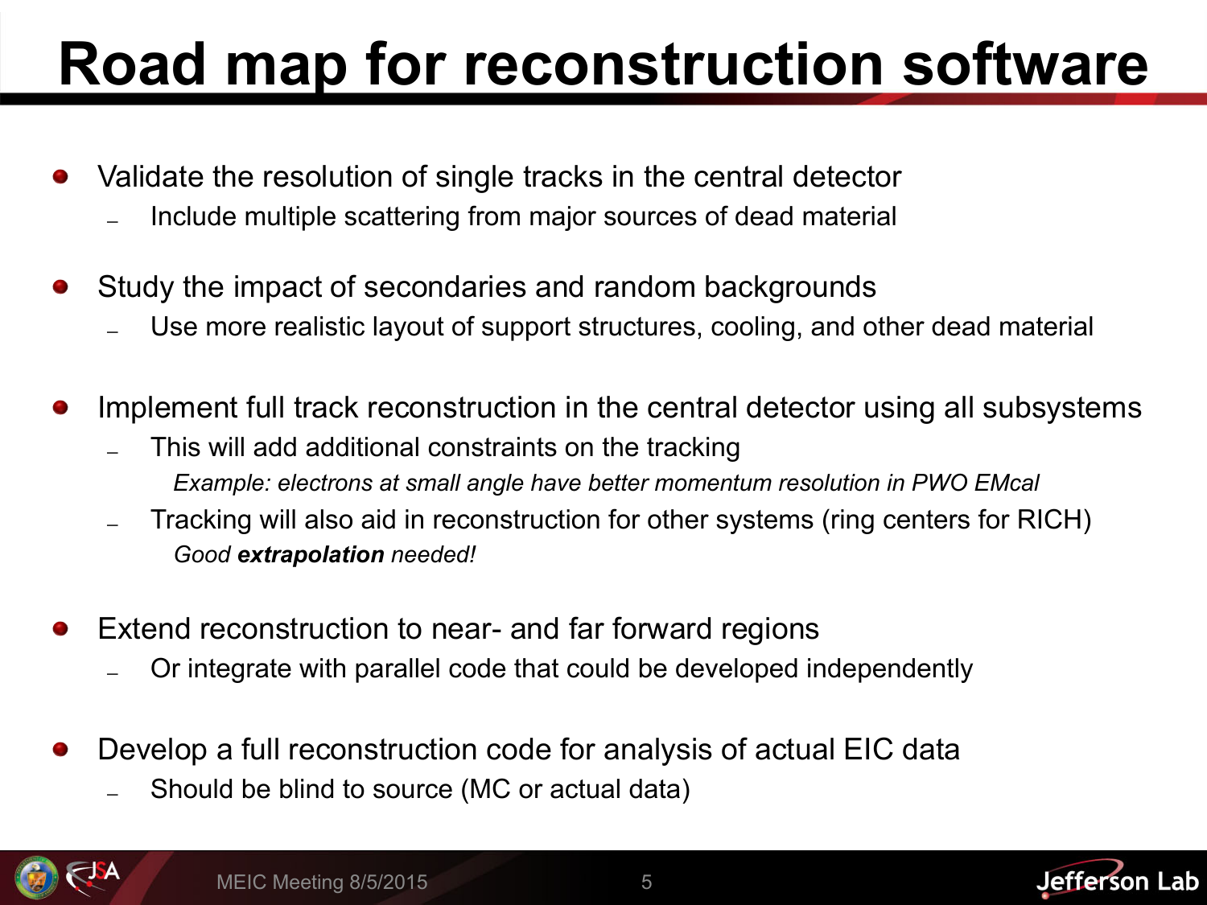# Road map for reconstruction software

- Validate the resolution of single tracks in the central detector
  - Include multiple scattering from major sources of dead material
- Study the impact of secondaries and random backgrounds
  - Use more realistic layout of support structures, cooling, and other dead material
- Implement full track reconstruction in the central detector using all subsystems
  - This will add additional constraints on the tracking

    *Example: electrons at small angle have better momentum resolution in PWO EMcal*
  - Tracking will also aid in reconstruction for other systems (ring centers for RICH)

    *Good **extrapolation** needed!*
- Extend reconstruction to near- and far forward regions
  - Or integrate with parallel code that could be developed independently
- Develop a full reconstruction code for analysis of actual EIC data
  - Should be blind to source (MC or actual data)